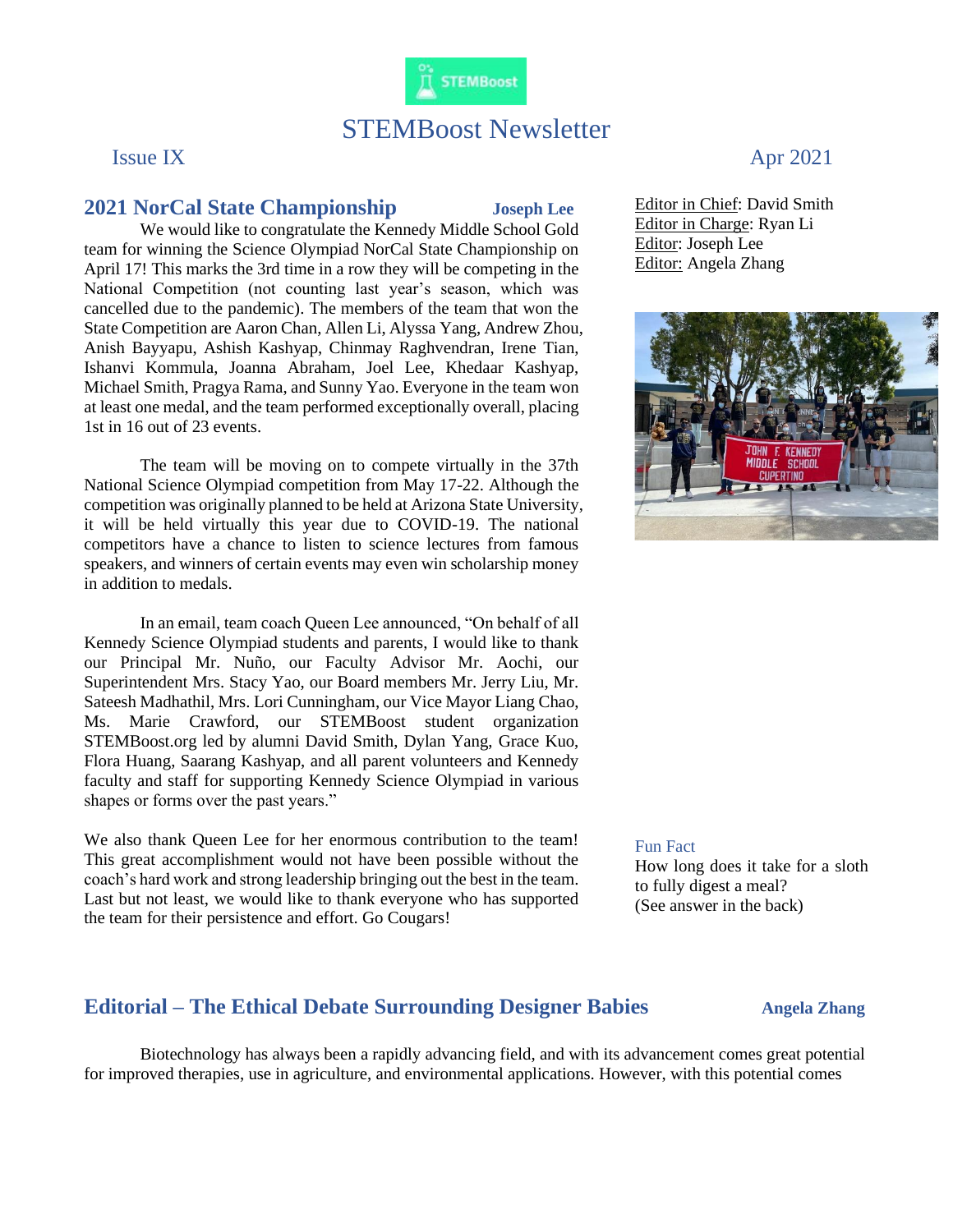# STEMBoost Newsletter

Issue IX Apr 2021

Editor in Chief: David Smith
Editor in Charge: Ryan Li
Editor: Joseph Lee
Editor: Angela Zhang

## 2021 NorCal State Championship

**Joseph Lee**

We would like to congratulate the Kennedy Middle School Gold team for winning the Science Olympiad NorCal State Championship on April 17! This marks the 3rd time in a row they will be competing in the National Competition (not counting last year's season, which was cancelled due to the pandemic). The members of the team that won the State Competition are Aaron Chan, Allen Li, Alyssa Yang, Andrew Zhou, Anish Bayyapu, Ashish Kashyap, Chinmay Raghvendran, Irene Tian, Ishanvi Kommula, Joanna Abraham, Joel Lee, Khedaar Kashyap, Michael Smith, Pragya Rama, and Sunny Yao. Everyone in the team won at least one medal, and the team performed exceptionally overall, placing 1st in 16 out of 23 events.

The team will be moving on to compete virtually in the 37th National Science Olympiad competition from May 17-22. Although the competition was originally planned to be held at Arizona State University, it will be held virtually this year due to COVID-19. The national competitors have a chance to listen to science lectures from famous speakers, and winners of certain events may even win scholarship money in addition to medals.

In an email, team coach Queen Lee announced, "On behalf of all Kennedy Science Olympiad students and parents, I would like to thank our Principal Mr. Nuño, our Faculty Advisor Mr. Aochi, our Superintendent Mrs. Stacy Yao, our Board members Mr. Jerry Liu, Mr. Sateesh Madhathil, Mrs. Lori Cunningham, our Vice Mayor Liang Chao, Ms. Marie Crawford, our STEMBoost student organization STEMBoost.org led by alumni David Smith, Dylan Yang, Grace Kuo, Flora Huang, Saarang Kashyap, and all parent volunteers and Kennedy faculty and staff for supporting Kennedy Science Olympiad in various shapes or forms over the past years."

We also thank Queen Lee for her enormous contribution to the team! This great accomplishment would not have been possible without the coach's hard work and strong leadership bringing out the best in the team. Last but not least, we would like to thank everyone who has supported the team for their persistence and effort. Go Cougars!

**Fun Fact**

How long does it take for a sloth to fully digest a meal?
(See answer in the back)

## Editorial – The Ethical Debate Surrounding Designer Babies

**Angela Zhang**

Biotechnology has always been a rapidly advancing field, and with its advancement comes great potential for improved therapies, use in agriculture, and environmental applications. However, with this potential comes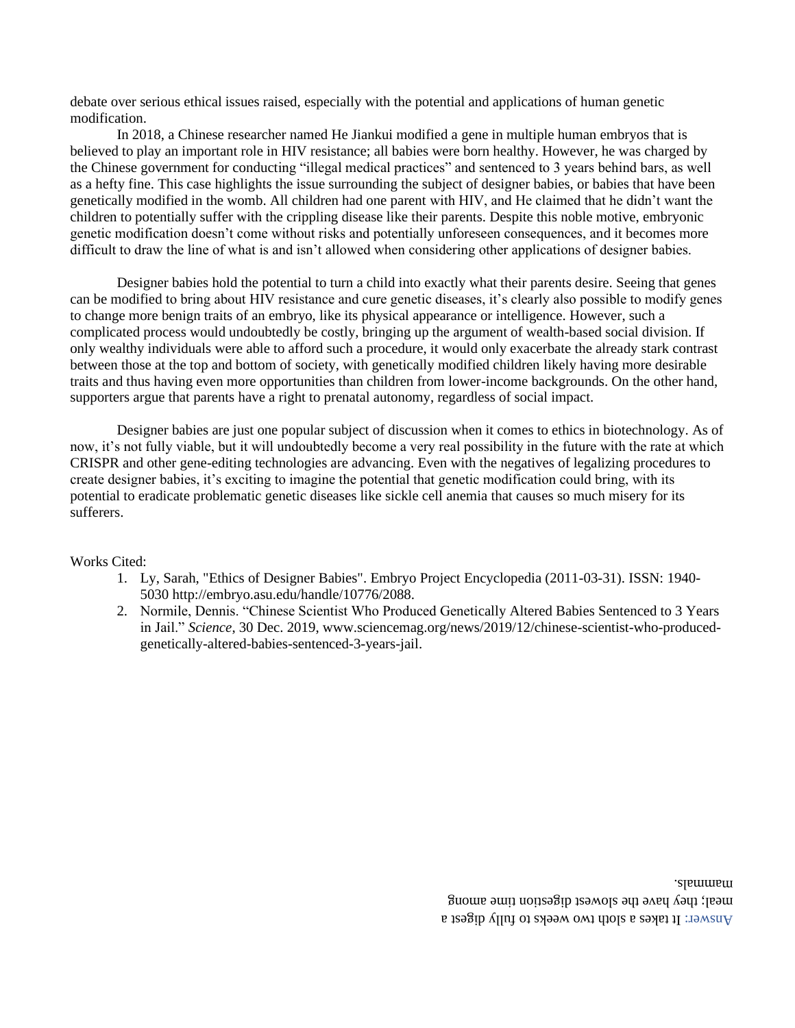debate over serious ethical issues raised, especially with the potential and applications of human genetic modification.

In 2018, a Chinese researcher named He Jiankui modified a gene in multiple human embryos that is believed to play an important role in HIV resistance; all babies were born healthy. However, he was charged by the Chinese government for conducting "illegal medical practices" and sentenced to 3 years behind bars, as well as a hefty fine. This case highlights the issue surrounding the subject of designer babies, or babies that have been genetically modified in the womb. All children had one parent with HIV, and He claimed that he didn't want the children to potentially suffer with the crippling disease like their parents. Despite this noble motive, embryonic genetic modification doesn't come without risks and potentially unforeseen consequences, and it becomes more difficult to draw the line of what is and isn't allowed when considering other applications of designer babies.

Designer babies hold the potential to turn a child into exactly what their parents desire. Seeing that genes can be modified to bring about HIV resistance and cure genetic diseases, it's clearly also possible to modify genes to change more benign traits of an embryo, like its physical appearance or intelligence. However, such a complicated process would undoubtedly be costly, bringing up the argument of wealth-based social division. If only wealthy individuals were able to afford such a procedure, it would only exacerbate the already stark contrast between those at the top and bottom of society, with genetically modified children likely having more desirable traits and thus having even more opportunities than children from lower-income backgrounds. On the other hand, supporters argue that parents have a right to prenatal autonomy, regardless of social impact.

Designer babies are just one popular subject of discussion when it comes to ethics in biotechnology. As of now, it's not fully viable, but it will undoubtedly become a very real possibility in the future with the rate at which CRISPR and other gene-editing technologies are advancing. Even with the negatives of legalizing procedures to create designer babies, it's exciting to imagine the potential that genetic modification could bring, with its potential to eradicate problematic genetic diseases like sickle cell anemia that causes so much misery for its sufferers.

Works Cited:

1. Ly, Sarah, "Ethics of Designer Babies". Embryo Project Encyclopedia (2011-03-31). ISSN: 1940-5030 http://embryo.asu.edu/handle/10776/2088.
2. Normile, Dennis. "Chinese Scientist Who Produced Genetically Altered Babies Sentenced to 3 Years in Jail." *Science*, 30 Dec. 2019, www.sciencemag.org/news/2019/12/chinese-scientist-who-produced-genetically-altered-babies-sentenced-3-years-jail.

Answer: It takes a sloth two weeks to fully digest a meal; they have the slowest digestion time among mammals.